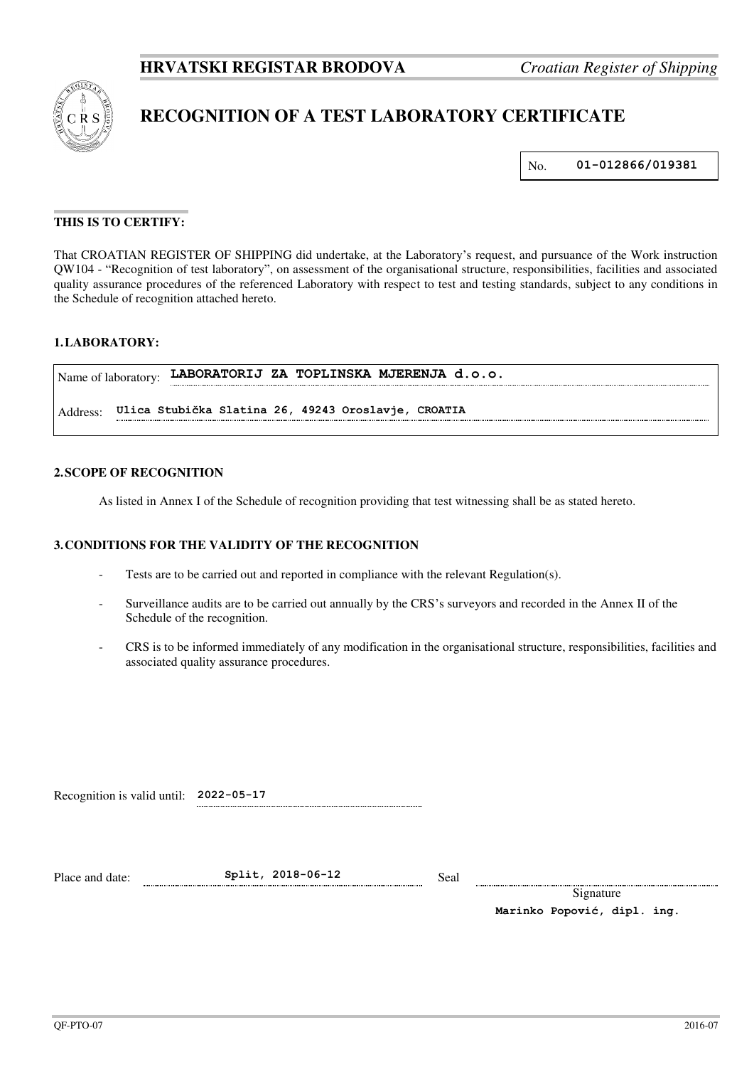**HRVATSKI REGISTAR BRODOVA** *Croatian Register of Shipping*

# RECOGNITION OF A TEST LABORATORY CERTIFICATE

No. **01-012866/019381**

**THIS IS TO CERTIFY:**

That CROATIAN REGISTER OF SHIPPING did undertake, at the Laboratory's request, and pursuance of the Work instruction QW104 - "Recognition of test laboratory", on assessment of the organisational structure, responsibilities, facilities and associated quality assurance procedures of the referenced Laboratory with respect to test and testing standards, subject to any conditions in the Schedule of recognition attached hereto.

## 1. LABORATORY:

Name of laboratory: **LABORATORIJ ZA TOPLINSKA MJERENJA d.o.o.**

Address: **Ulica Stubička Slatina 26, 49243 Oroslavje, CROATIA**

## 2. SCOPE OF RECOGNITION

As listed in Annex I of the Schedule of recognition providing that test witnessing shall be as stated hereto.

## 3. CONDITIONS FOR THE VALIDITY OF THE RECOGNITION

- Tests are to be carried out and reported in compliance with the relevant Regulation(s).
- Surveillance audits are to be carried out annually by the CRS's surveyors and recorded in the Annex II of the Schedule of the recognition.
- CRS is to be informed immediately of any modification in the organisational structure, responsibilities, facilities and associated quality assurance procedures.

Recognition is valid until: **2022-05-17**

Place and date: **Split, 2018-06-12**

Seal

Signature

**Marinko Popović, dipl. ing.**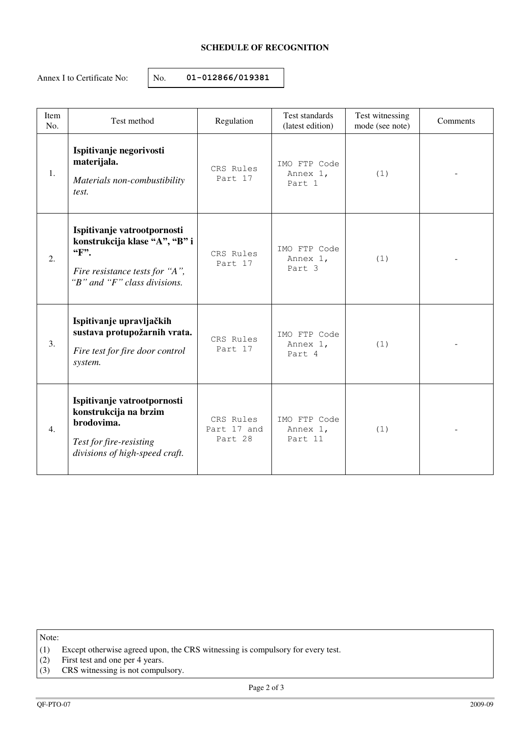**SCHEDULE OF RECOGNITION**

Annex I to Certificate No: No. **01-012866/019381**

| Item No. | Test method | Regulation | Test standards (latest edition) | Test witnessing mode (see note) | Comments |
|---|---|---|---|---|---|
| 1. | **Ispitivanje negorivosti materijala.** *Materials non-combustibility test.* | CRS Rules Part 17 | IMO FTP Code Annex 1, Part 1 | (1) | - |
| 2. | **Ispitivanje vatrootpornosti konstrukcija klase "A", "B" i "F".** *Fire resistance tests for "A", "B" and "F" class divisions.* | CRS Rules Part 17 | IMO FTP Code Annex 1, Part 3 | (1) | - |
| 3. | **Ispitivanje upravljačkih sustava protupožarnih vrata.** *Fire test for fire door control system.* | CRS Rules Part 17 | IMO FTP Code Annex 1, Part 4 | (1) | - |
| 4. | **Ispitivanje vatrootpornosti konstrukcija na brzim brodovima.** *Test for fire-resisting divisions of high-speed craft.* | CRS Rules Part 17 and Part 28 | IMO FTP Code Annex 1, Part 11 | (1) | - |

Note:
(1) Except otherwise agreed upon, the CRS witnessing is compulsory for every test.
(2) First test and one per 4 years.
(3) CRS witnessing is not compulsory.

QF-PTO-07 2009-09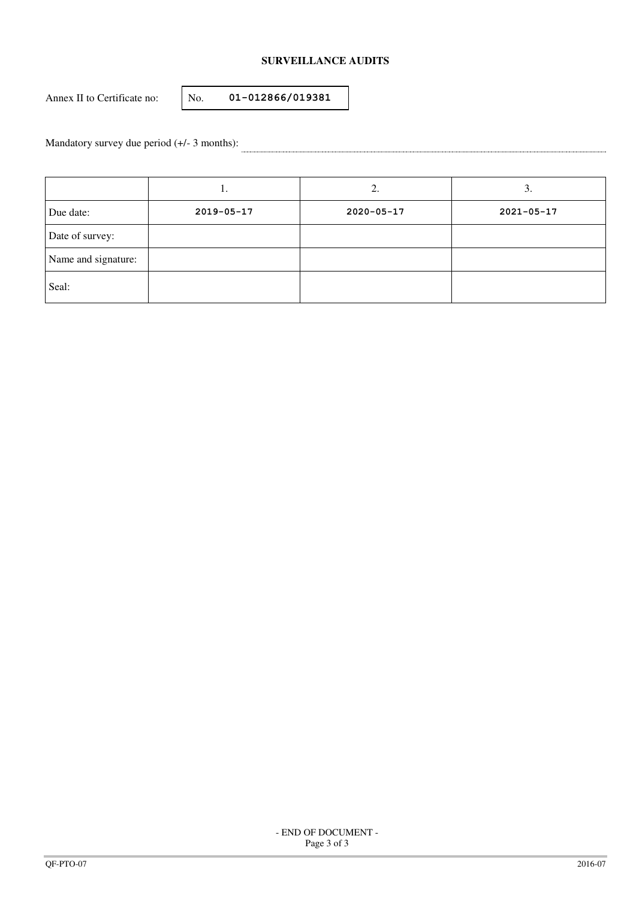## SURVEILLANCE AUDITS

Annex II to Certificate no: No. **01-012866/019381**

Mandatory survey due period (+/- 3 months):

| | 1. | 2. | 3. |
|---|---|---|---|
| Due date: | 2019-05-17 | 2020-05-17 | 2021-05-17 |
| Date of survey: | | | |
| Name and signature: | | | |
| Seal: | | | |

- END OF DOCUMENT -

QF-PTO-07 2016-07